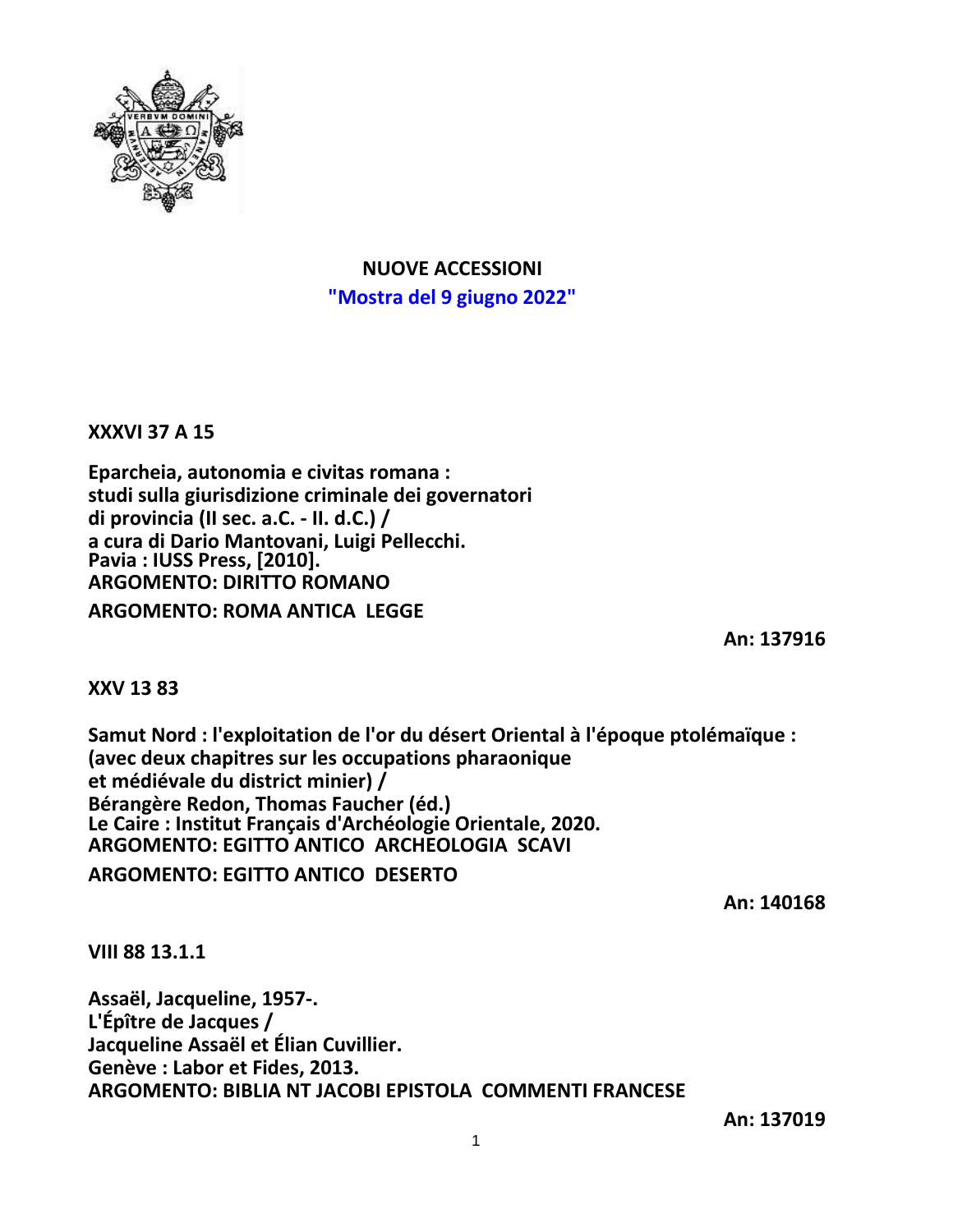**NUOVE ACCESSIONI**

**"Mostra del 9 giugno 2022"**

**XXXVI 37 A 15**

**Eparcheia, autonomia e civitas romana :
studi sulla giurisdizione criminale dei governatori
di provincia (II sec. a.C. - II. d.C.) /
a cura di Dario Mantovani, Luigi Pellecchi.
Pavia : IUSS Press, [2010].
ARGOMENTO: DIRITTO ROMANO
ARGOMENTO: ROMA ANTICA LEGGE**

**An: 137916**

**XXV 13 83**

**Samut Nord : l'exploitation de l'or du désert Oriental à l'époque ptolémaïque :
(avec deux chapitres sur les occupations pharaonique
et médiévale du district minier) /
Bérangère Redon, Thomas Faucher (éd.)
Le Caire : Institut Français d'Archéologie Orientale, 2020.
ARGOMENTO: EGITTO ANTICO ARCHEOLOGIA SCAVI
ARGOMENTO: EGITTO ANTICO DESERTO**

**An: 140168**

**VIII 88 13.1.1**

**Assaël, Jacqueline, 1957-.
L'Épître de Jacques /
Jacqueline Assaël et Élian Cuvillier.
Genève : Labor et Fides, 2013.
ARGOMENTO: BIBLIA NT JACOBI EPISTOLA COMMENTI FRANCESE**

**An: 137019**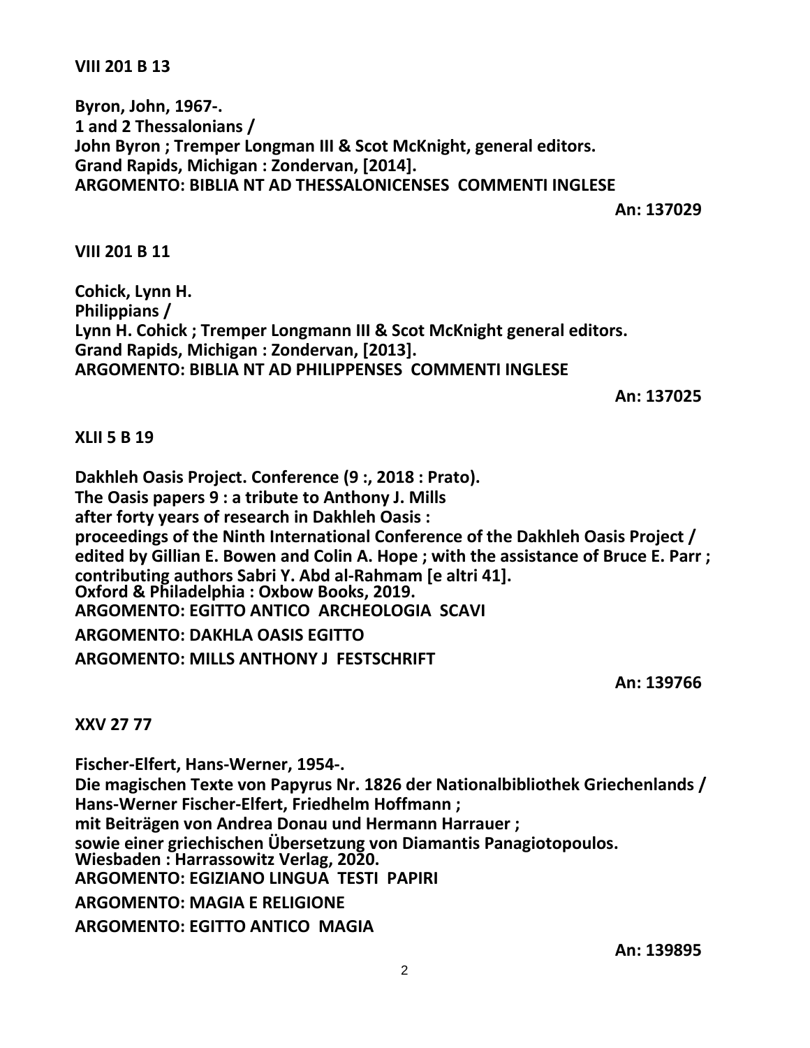**VIII 201 B 13**

**Byron, John, 1967-.**
**1 and 2 Thessalonians /**
**John Byron ; Tremper Longman III & Scot McKnight, general editors.**
**Grand Rapids, Michigan : Zondervan, [2014].**
**ARGOMENTO: BIBLIA NT AD THESSALONICENSES COMMENTI INGLESE**

**An: 137029**

**VIII 201 B 11**

**Cohick, Lynn H.**
**Philippians /**
**Lynn H. Cohick ; Tremper Longmann III & Scot McKnight general editors.**
**Grand Rapids, Michigan : Zondervan, [2013].**
**ARGOMENTO: BIBLIA NT AD PHILIPPENSES COMMENTI INGLESE**

**An: 137025**

**XLII 5 B 19**

**Dakhleh Oasis Project. Conference (9 :, 2018 : Prato).**
**The Oasis papers 9 : a tribute to Anthony J. Mills**
**after forty years of research in Dakhleh Oasis :**
**proceedings of the Ninth International Conference of the Dakhleh Oasis Project /**
**edited by Gillian E. Bowen and Colin A. Hope ; with the assistance of Bruce E. Parr ;**
**contributing authors Sabri Y. Abd al-Rahmam [e altri 41].**
**Oxford & Philadelphia : Oxbow Books, 2019.**
**ARGOMENTO: EGITTO ANTICO ARCHEOLOGIA SCAVI**
**ARGOMENTO: DAKHLA OASIS EGITTO**
**ARGOMENTO: MILLS ANTHONY J FESTSCHRIFT**

**An: 139766**

**XXV 27 77**

**Fischer-Elfert, Hans-Werner, 1954-.**
**Die magischen Texte von Papyrus Nr. 1826 der Nationalbibliothek Griechenlands /**
**Hans-Werner Fischer-Elfert, Friedhelm Hoffmann ;**
**mit Beiträgen von Andrea Donau und Hermann Harrauer ;**
**sowie einer griechischen Übersetzung von Diamantis Panagiotopoulos.**
**Wiesbaden : Harrassowitz Verlag, 2020.**
**ARGOMENTO: EGIZIANO LINGUA TESTI PAPIRI**
**ARGOMENTO: MAGIA E RELIGIONE**
**ARGOMENTO: EGITTO ANTICO MAGIA**

**An: 139895**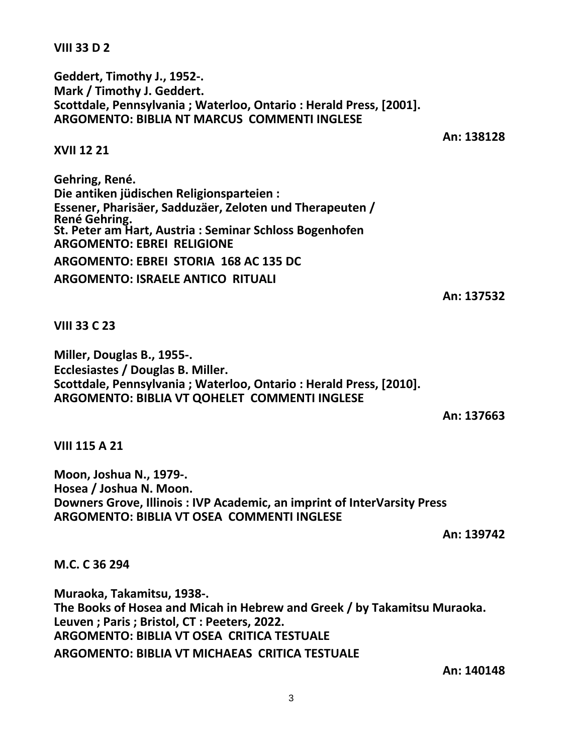**VIII 33 D 2**

**Geddert, Timothy J., 1952-.**
**Mark / Timothy J. Geddert.**
**Scottdale, Pennsylvania ; Waterloo, Ontario : Herald Press, [2001].**
**ARGOMENTO: BIBLIA NT MARCUS COMMENTI INGLESE**

**An: 138128**

**XVII 12 21**

**Gehring, René.**
**Die antiken jüdischen Religionsparteien :**
**Essener, Pharisäer, Sadduzäer, Zeloten und Therapeuten /**
**René Gehring.**
**St. Peter am Hart, Austria : Seminar Schloss Bogenhofen**
**ARGOMENTO: EBREI RELIGIONE**

**ARGOMENTO: EBREI STORIA 168 AC 135 DC**

**ARGOMENTO: ISRAELE ANTICO RITUALI**

**An: 137532**

**VIII 33 C 23**

**Miller, Douglas B., 1955-.**
**Ecclesiastes / Douglas B. Miller.**
**Scottdale, Pennsylvania ; Waterloo, Ontario : Herald Press, [2010].**
**ARGOMENTO: BIBLIA VT QOHELET COMMENTI INGLESE**

**An: 137663**

**VIII 115 A 21**

**Moon, Joshua N., 1979-.**
**Hosea / Joshua N. Moon.**
**Downers Grove, Illinois : IVP Academic, an imprint of InterVarsity Press**
**ARGOMENTO: BIBLIA VT OSEA COMMENTI INGLESE**

**An: 139742**

**M.C. C 36 294**

**Muraoka, Takamitsu, 1938-.**
**The Books of Hosea and Micah in Hebrew and Greek / by Takamitsu Muraoka.**
**Leuven ; Paris ; Bristol, CT : Peeters, 2022.**
**ARGOMENTO: BIBLIA VT OSEA CRITICA TESTUALE**

**ARGOMENTO: BIBLIA VT MICHAEAS CRITICA TESTUALE**

**An: 140148**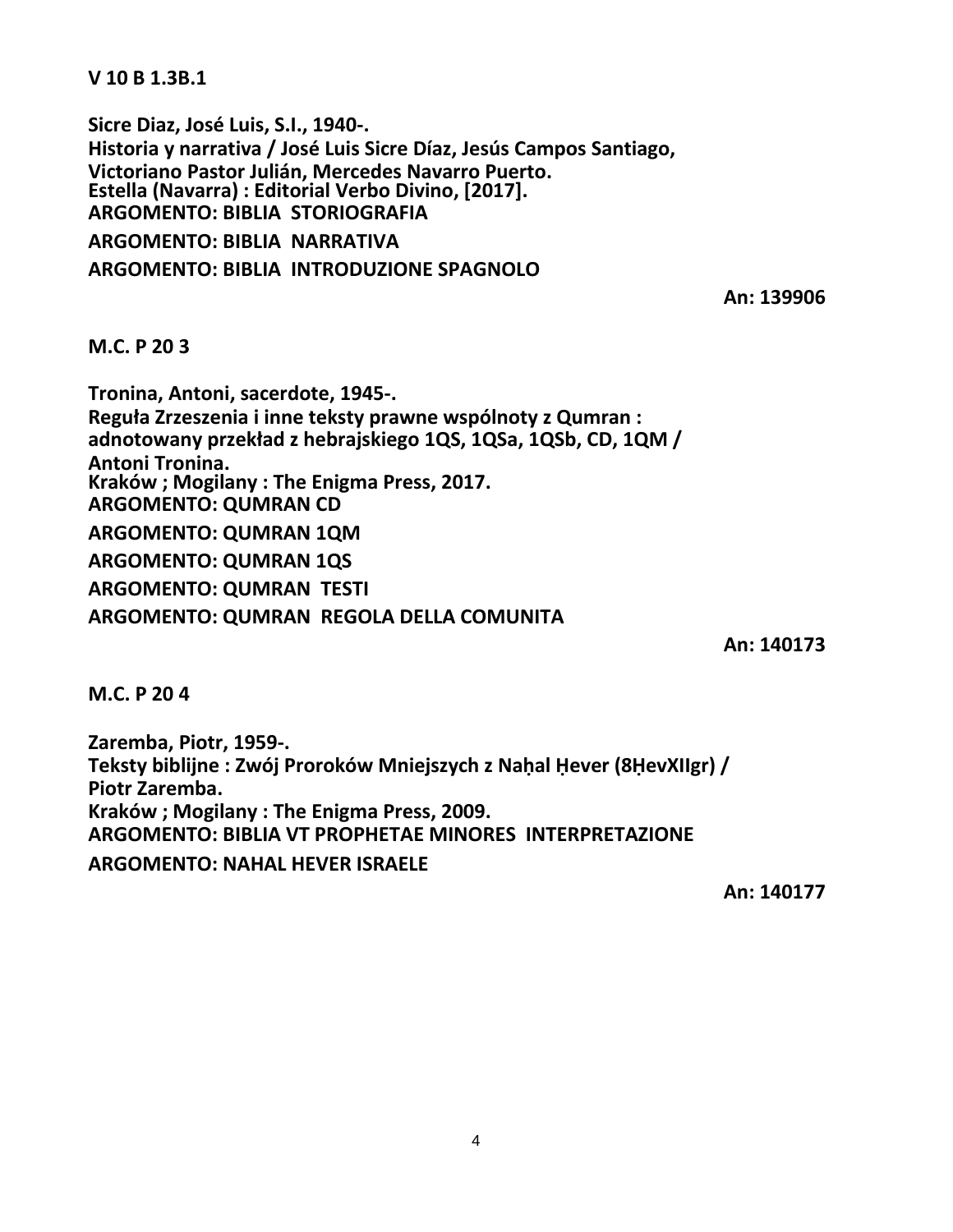**V 10 B 1.3B.1**

**Sicre Diaz, José Luis, S.I., 1940-.**
**Historia y narrativa / José Luis Sicre Díaz, Jesús Campos Santiago, Victoriano Pastor Julián, Mercedes Navarro Puerto.**
**Estella (Navarra) : Editorial Verbo Divino, [2017].**
**ARGOMENTO: BIBLIA STORIOGRAFIA**
**ARGOMENTO: BIBLIA NARRATIVA**
**ARGOMENTO: BIBLIA INTRODUZIONE SPAGNOLO**

**An: 139906**

**M.C. P 20 3**

**Tronina, Antoni, sacerdote, 1945-.**
**Reguła Zrzeszenia i inne teksty prawne wspólnoty z Qumran : adnotowany przekład z hebrajskiego 1QS, 1QSa, 1QSb, CD, 1QM / Antoni Tronina.**
**Kraków ; Mogilany : The Enigma Press, 2017.**
**ARGOMENTO: QUMRAN CD**
**ARGOMENTO: QUMRAN 1QM**
**ARGOMENTO: QUMRAN 1QS**
**ARGOMENTO: QUMRAN TESTI**
**ARGOMENTO: QUMRAN REGOLA DELLA COMUNITA**

**An: 140173**

**M.C. P 20 4**

**Zaremba, Piotr, 1959-.**
**Teksty biblijne : Zwój Proroków Mniejszych z Naḥal Ḥever (8ḤevXIIgr) / Piotr Zaremba.**
**Kraków ; Mogilany : The Enigma Press, 2009.**
**ARGOMENTO: BIBLIA VT PROPHETAE MINORES INTERPRETAZIONE**
**ARGOMENTO: NAHAL HEVER ISRAELE**

**An: 140177**